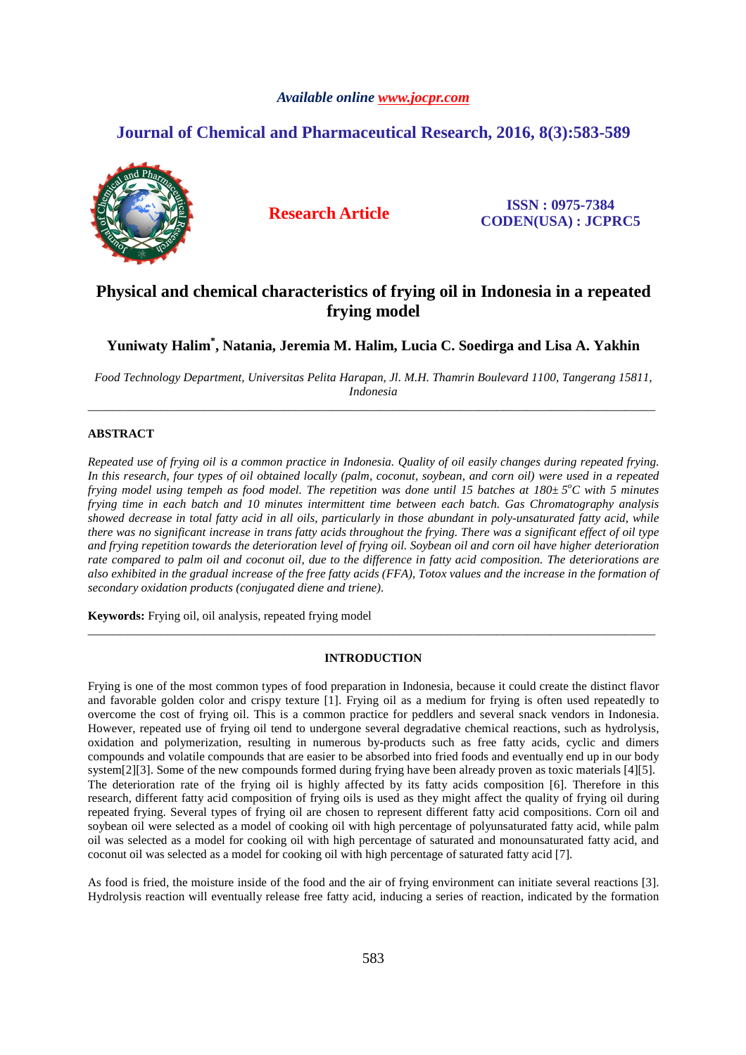# Physical and chemical characteristics of frying oil in Indonesia in a repeated frying model

**Yuniwaty Halim[*], Natania, Jeremia M. Halim, Lucia C. Soedirga and Lisa A. Yakhin**

*Food Technology Department, Universitas Pelita Harapan, Jl. M.H. Thamrin Boulevard 1100, Tangerang 15811, Indonesia*

---

## ABSTRACT

*Repeated use of frying oil is a common practice in Indonesia. Quality of oil easily changes during repeated frying. In this research, four types of oil obtained locally (palm, coconut, soybean, and corn oil) were used in a repeated frying model using tempeh as food model. The repetition was done until 15 batches at 180± 5°C with 5 minutes frying time in each batch and 10 minutes intermittent time between each batch. Gas Chromatography analysis showed decrease in total fatty acid in all oils, particularly in those abundant in poly-unsaturated fatty acid, while there was no significant increase in trans fatty acids throughout the frying. There was a significant effect of oil type and frying repetition towards the deterioration level of frying oil. Soybean oil and corn oil have higher deterioration rate compared to palm oil and coconut oil, due to the difference in fatty acid composition. The deteriorations are also exhibited in the gradual increase of the free fatty acids (FFA), Totox values and the increase in the formation of secondary oxidation products (conjugated diene and triene).*

**Keywords:** Frying oil, oil analysis, repeated frying model

---

## INTRODUCTION

Frying is one of the most common types of food preparation in Indonesia, because it could create the distinct flavor and favorable golden color and crispy texture [1]. Frying oil as a medium for frying is often used repeatedly to overcome the cost of frying oil. This is a common practice for peddlers and several snack vendors in Indonesia. However, repeated use of frying oil tend to undergone several degradative chemical reactions, such as hydrolysis, oxidation and polymerization, resulting in numerous by-products such as free fatty acids, cyclic and dimers compounds and volatile compounds that are easier to be absorbed into fried foods and eventually end up in our body system[2][3]. Some of the new compounds formed during frying have been already proven as toxic materials [4][5]. The deterioration rate of the frying oil is highly affected by its fatty acids composition [6]. Therefore in this research, different fatty acid composition of frying oils is used as they might affect the quality of frying oil during repeated frying. Several types of frying oil are chosen to represent different fatty acid compositions. Corn oil and soybean oil were selected as a model of cooking oil with high percentage of polyunsaturated fatty acid, while palm oil was selected as a model for cooking oil with high percentage of saturated and monounsaturated fatty acid, and coconut oil was selected as a model for cooking oil with high percentage of saturated fatty acid [7].

As food is fried, the moisture inside of the food and the air of frying environment can initiate several reactions [3]. Hydrolysis reaction will eventually release free fatty acid, inducing a series of reaction, indicated by the formation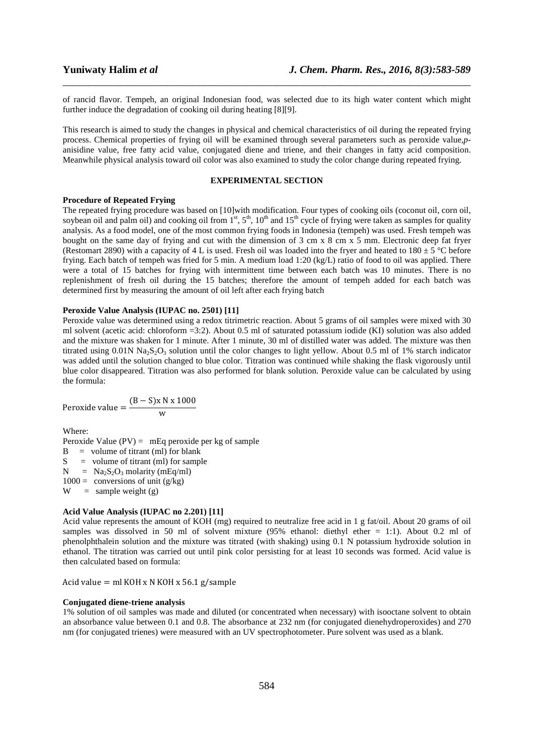of rancid flavor. Tempeh, an original Indonesian food, was selected due to its high water content which might further induce the degradation of cooking oil during heating [8][9].

This research is aimed to study the changes in physical and chemical characteristics of oil during the repeated frying process. Chemical properties of frying oil will be examined through several parameters such as peroxide value,*p*-anisidine value, free fatty acid value, conjugated diene and triene, and their changes in fatty acid composition. Meanwhile physical analysis toward oil color was also examined to study the color change during repeated frying.

## EXPERIMENTAL SECTION

**Procedure of Repeated Frying**

The repeated frying procedure was based on [10]with modification. Four types of cooking oils (coconut oil, corn oil, soybean oil and palm oil) and cooking oil from 1st, 5th, 10th and 15th cycle of frying were taken as samples for quality analysis. As a food model, one of the most common frying foods in Indonesia (tempeh) was used. Fresh tempeh was bought on the same day of frying and cut with the dimension of 3 cm x 8 cm x 5 mm. Electronic deep fat fryer (Restomart 2890) with a capacity of 4 L is used. Fresh oil was loaded into the fryer and heated to 180 ± 5 °C before frying. Each batch of tempeh was fried for 5 min. A medium load 1:20 (kg/L) ratio of food to oil was applied. There were a total of 15 batches for frying with intermittent time between each batch was 10 minutes. There is no replenishment of fresh oil during the 15 batches; therefore the amount of tempeh added for each batch was determined first by measuring the amount of oil left after each frying batch

**Peroxide Value Analysis (IUPAC no. 2501) [11]**

Peroxide value was determined using a redox titrimetric reaction. About 5 grams of oil samples were mixed with 30 ml solvent (acetic acid: chloroform =3:2). About 0.5 ml of saturated potassium iodide (KI) solution was also added and the mixture was shaken for 1 minute. After 1 minute, 30 ml of distilled water was added. The mixture was then titrated using 0.01N $Na_2S_2O_3$ solution until the color changes to light yellow. About 0.5 ml of 1% starch indicator was added until the solution changed to blue color. Titration was continued while shaking the flask vigorously until blue color disappeared. Titration was also performed for blank solution. Peroxide value can be calculated by using the formula:

$$\text{Peroxide value} = \frac{(B - S) \text{x N x } 1000}{\text{w}}$$

Where:

Peroxide Value (PV) = mEq peroxide per kg of sample
B = volume of titrant (ml) for blank
S = volume of titrant (ml) for sample
N = $Na_2S_2O_3$ molarity (mEq/ml)
1000 = conversions of unit (g/kg)
W = sample weight (g)

**Acid Value Analysis (IUPAC no 2.201) [11]**

Acid value represents the amount of KOH (mg) required to neutralize free acid in 1 g fat/oil. About 20 grams of oil samples was dissolved in 50 ml of solvent mixture (95% ethanol: diethyl ether = 1:1). About 0.2 ml of phenolphthalein solution and the mixture was titrated (with shaking) using 0.1 N potassium hydroxide solution in ethanol. The titration was carried out until pink color persisting for at least 10 seconds was formed. Acid value is then calculated based on formula:

$$\text{Acid value} = \text{ml KOH x N KOH x } 56.1 \text{ g/sample}$$

**Conjugated diene-triene analysis**

1% solution of oil samples was made and diluted (or concentrated when necessary) with isooctane solvent to obtain an absorbance value between 0.1 and 0.8. The absorbance at 232 nm (for conjugated dienehydroperoxides) and 270 nm (for conjugated trienes) were measured with an UV spectrophotometer. Pure solvent was used as a blank.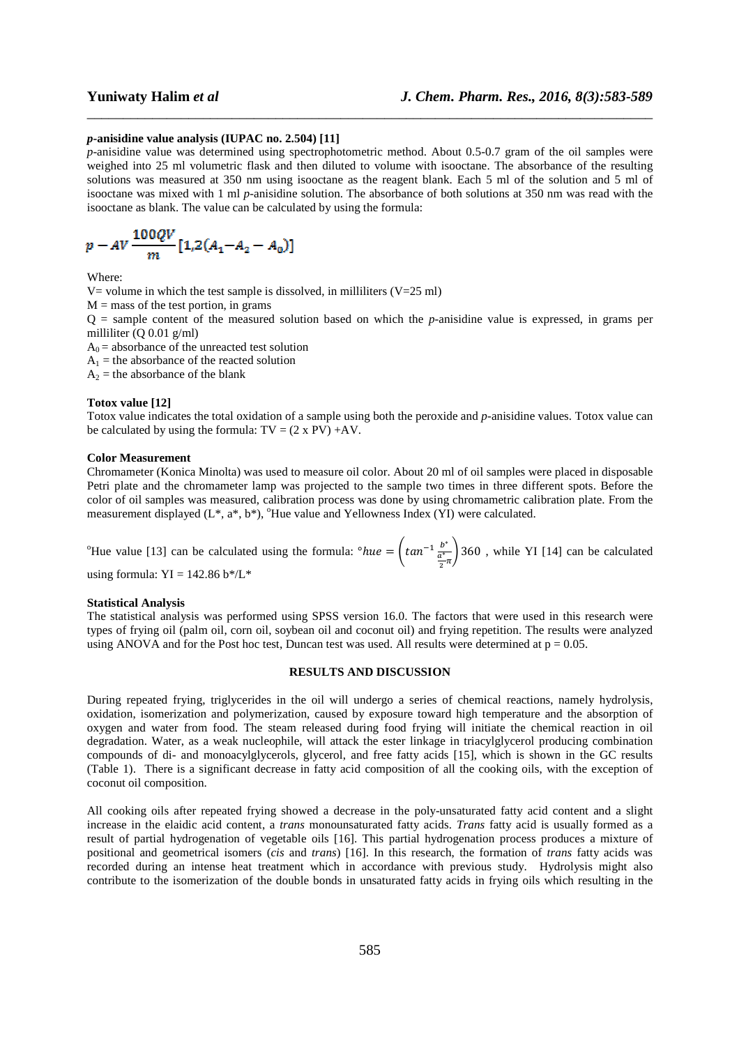### *p*-anisidine value analysis (IUPAC no. 2.504) [11]

*p*-anisidine value was determined using spectrophotometric method. About 0.5-0.7 gram of the oil samples were weighed into 25 ml volumetric flask and then diluted to volume with isooctane. The absorbance of the resulting solutions was measured at 350 nm using isooctane as the reagent blank. Each 5 ml of the solution and 5 ml of isooctane was mixed with 1 ml *p*-anisidine solution. The absorbance of both solutions at 350 nm was read with the isooctane as blank. The value can be calculated by using the formula:

$$p - AV \frac{100QV}{m}[1{,}2(A_1 - A_2 - A_0)]$$

Where:

V= volume in which the test sample is dissolved, in milliliters (V=25 ml)

M = mass of the test portion, in grams

Q = sample content of the measured solution based on which the *p*-anisidine value is expressed, in grams per milliliter (Q 0.01 g/ml)

$A_0$ = absorbance of the unreacted test solution

$A_1$ = the absorbance of the reacted solution

$A_2$ = the absorbance of the blank

### Totox value [12]

Totox value indicates the total oxidation of a sample using both the peroxide and *p*-anisidine values. Totox value can be calculated by using the formula: TV = (2 x PV) +AV.

### Color Measurement

Chromameter (Konica Minolta) was used to measure oil color. About 20 ml of oil samples were placed in disposable Petri plate and the chromameter lamp was projected to the sample two times in three different spots. Before the color of oil samples was measured, calibration process was done by using chromametric calibration plate. From the measurement displayed (L*, a*, b*), °Hue value and Yellowness Index (YI) were calculated.

°Hue value [13] can be calculated using the formula: $°hue = \left(tan^{-1}\frac{b^*}{\frac{a^*}{2}\pi}\right)360$ , while YI [14] can be calculated using formula: YI = 142.86 b*/L*

### Statistical Analysis

The statistical analysis was performed using SPSS version 16.0. The factors that were used in this research were types of frying oil (palm oil, corn oil, soybean oil and coconut oil) and frying repetition. The results were analyzed using ANOVA and for the Post hoc test, Duncan test was used. All results were determined at $p = 0.05$.

## RESULTS AND DISCUSSION

During repeated frying, triglycerides in the oil will undergo a series of chemical reactions, namely hydrolysis, oxidation, isomerization and polymerization, caused by exposure toward high temperature and the absorption of oxygen and water from food. The steam released during food frying will initiate the chemical reaction in oil degradation. Water, as a weak nucleophile, will attack the ester linkage in triacylglycerol producing combination compounds of di- and monoacylglycerols, glycerol, and free fatty acids [15], which is shown in the GC results (Table 1). There is a significant decrease in fatty acid composition of all the cooking oils, with the exception of coconut oil composition.

All cooking oils after repeated frying showed a decrease in the poly-unsaturated fatty acid content and a slight increase in the elaidic acid content, a *trans* monounsaturated fatty acids. *Trans* fatty acid is usually formed as a result of partial hydrogenation of vegetable oils [16]. This partial hydrogenation process produces a mixture of positional and geometrical isomers (*cis* and *trans*) [16]. In this research, the formation of *trans* fatty acids was recorded during an intense heat treatment which in accordance with previous study. Hydrolysis might also contribute to the isomerization of the double bonds in unsaturated fatty acids in frying oils which resulting in the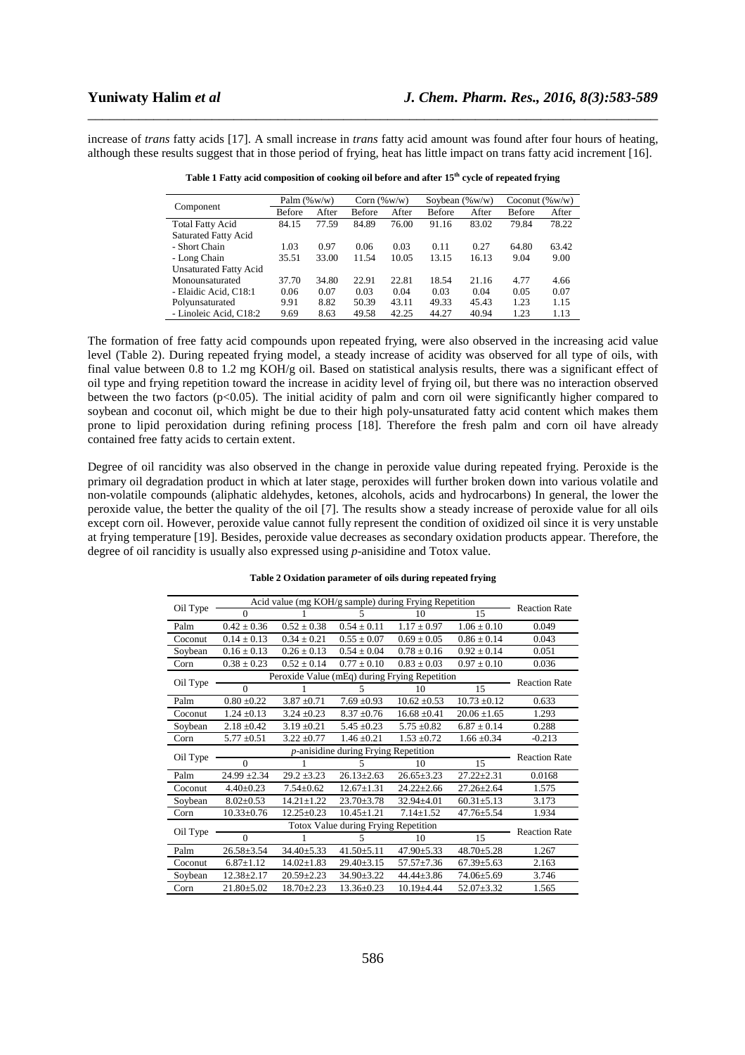increase of *trans* fatty acids [17]. A small increase in *trans* fatty acid amount was found after four hours of heating, although these results suggest that in those period of frying, heat has little impact on trans fatty acid increment [16].

**Table 1 Fatty acid composition of cooking oil before and after 15th cycle of repeated frying**

| Component | Palm (%w/w) | | Corn (%w/w) | | Soybean (%w/w) | | Coconut (%w/w) | |
|---|---|---|---|---|---|---|---|---|
| | Before | After | Before | After | Before | After | Before | After |
| Total Fatty Acid | 84.15 | 77.59 | 84.89 | 76.00 | 91.16 | 83.02 | 79.84 | 78.22 |
| Saturated Fatty Acid | | | | | | | | |
| - Short Chain | 1.03 | 0.97 | 0.06 | 0.03 | 0.11 | 0.27 | 64.80 | 63.42 |
| - Long Chain | 35.51 | 33.00 | 11.54 | 10.05 | 13.15 | 16.13 | 9.04 | 9.00 |
| Unsaturated Fatty Acid | | | | | | | | |
| Monounsaturated | 37.70 | 34.80 | 22.91 | 22.81 | 18.54 | 21.16 | 4.77 | 4.66 |
| - Elaidic Acid, C18:1 | 0.06 | 0.07 | 0.03 | 0.04 | 0.03 | 0.04 | 0.05 | 0.07 |
| Polyunsaturated | 9.91 | 8.82 | 50.39 | 43.11 | 49.33 | 45.43 | 1.23 | 1.15 |
| - Linoleic Acid, C18:2 | 9.69 | 8.63 | 49.58 | 42.25 | 44.27 | 40.94 | 1.23 | 1.13 |

The formation of free fatty acid compounds upon repeated frying, were also observed in the increasing acid value level (Table 2). During repeated frying model, a steady increase of acidity was observed for all type of oils, with final value between 0.8 to 1.2 mg KOH/g oil. Based on statistical analysis results, there was a significant effect of oil type and frying repetition toward the increase in acidity level of frying oil, but there was no interaction observed between the two factors ($p<0.05$). The initial acidity of palm and corn oil were significantly higher compared to soybean and coconut oil, which might be due to their high poly-unsaturated fatty acid content which makes them prone to lipid peroxidation during refining process [18]. Therefore the fresh palm and corn oil have already contained free fatty acids to certain extent.

Degree of oil rancidity was also observed in the change in peroxide value during repeated frying. Peroxide is the primary oil degradation product in which at later stage, peroxides will further broken down into various volatile and non-volatile compounds (aliphatic aldehydes, ketones, alcohols, acids and hydrocarbons) In general, the lower the peroxide value, the better the quality of the oil [7]. The results show a steady increase of peroxide value for all oils except corn oil. However, peroxide value cannot fully represent the condition of oxidized oil since it is very unstable at frying temperature [19]. Besides, peroxide value decreases as secondary oxidation products appear. Therefore, the degree of oil rancidity is usually also expressed using *p*-anisidine and Totox value.

**Table 2 Oxidation parameter of oils during repeated frying**

| Oil Type | Acid value (mg KOH/g sample) during Frying Repetition | | | | | Reaction Rate |
|---|---|---|---|---|---|---|
| | 0 | 1 | 5 | 10 | 15 | |
| Palm | 0.42 ± 0.36 | 0.52 ± 0.38 | 0.54 ± 0.11 | 1.17 ± 0.97 | 1.06 ± 0.10 | 0.049 |
| Coconut | 0.14 ± 0.13 | 0.34 ± 0.21 | 0.55 ± 0.07 | 0.69 ± 0.05 | 0.86 ± 0.14 | 0.043 |
| Soybean | 0.16 ± 0.13 | 0.26 ± 0.13 | 0.54 ± 0.04 | 0.78 ± 0.16 | 0.92 ± 0.14 | 0.051 |
| Corn | 0.38 ± 0.23 | 0.52 ± 0.14 | 0.77 ± 0.10 | 0.83 ± 0.03 | 0.97 ± 0.10 | 0.036 |
| Oil Type | Peroxide Value (mEq) during Frying Repetition | | | | | Reaction Rate |
| | 0 | 1 | 5 | 10 | 15 | |
| Palm | 0.80 ±0.22 | 3.87 ±0.71 | 7.69 ±0.93 | 10.62 ±0.53 | 10.73 ±0.12 | 0.633 |
| Coconut | 1.24 ±0.13 | 3.24 ±0.23 | 8.37 ±0.76 | 16.68 ±0.41 | 20.06 ±1.65 | 1.293 |
| Soybean | 2.18 ±0.42 | 3.19 ±0.21 | 5.45 ±0.23 | 5.75 ±0.82 | 6.87 ± 0.14 | 0.288 |
| Corn | 5.77 ±0.51 | 3.22 ±0.77 | 1.46 ±0.21 | 1.53 ±0.72 | 1.66 ±0.34 | -0.213 |
| Oil Type | *p*-anisidine during Frying Repetition | | | | | Reaction Rate |
| | 0 | 1 | 5 | 10 | 15 | |
| Palm | 24.99 ±2.34 | 29.2 ±3.23 | 26.13±2.63 | 26.65±3.23 | 27.22±2.31 | 0.0168 |
| Coconut | 4.40±0.23 | 7.54±0.62 | 12.67±1.31 | 24.22±2.66 | 27.26±2.64 | 1.575 |
| Soybean | 8.02±0.53 | 14.21±1.22 | 23.70±3.78 | 32.94±4.01 | 60.31±5.13 | 3.173 |
| Corn | 10.33±0.76 | 12.25±0.23 | 10.45±1.21 | 7.14±1.52 | 47.76±5.54 | 1.934 |
| Oil Type | Totox Value during Frying Repetition | | | | | Reaction Rate |
| | 0 | 1 | 5 | 10 | 15 | |
| Palm | 26.58±3.54 | 34.40±5.33 | 41.50±5.11 | 47.90±5.33 | 48.70±5.28 | 1.267 |
| Coconut | 6.87±1.12 | 14.02±1.83 | 29.40±3.15 | 57.57±7.36 | 67.39±5.63 | 2.163 |
| Soybean | 12.38±2.17 | 20.59±2.23 | 34.90±3.22 | 44.44±3.86 | 74.06±5.69 | 3.746 |
| Corn | 21.80±5.02 | 18.70±2.23 | 13.36±0.23 | 10.19±4.44 | 52.07±3.32 | 1.565 |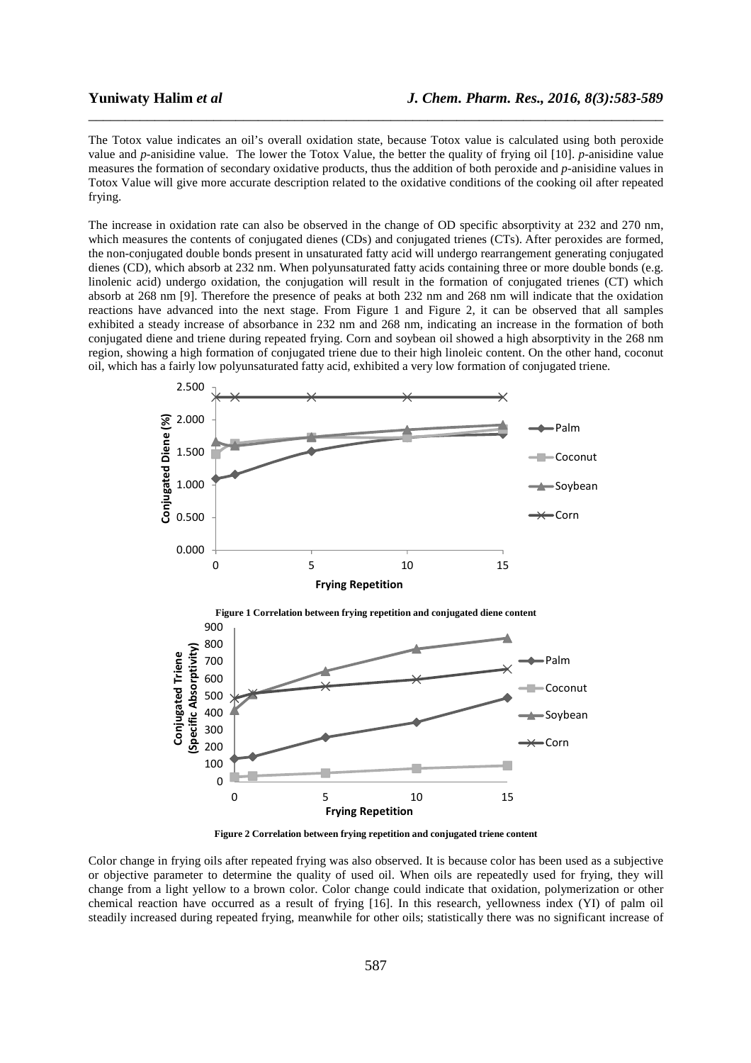The Totox value indicates an oil's overall oxidation state, because Totox value is calculated using both peroxide value and *p*-anisidine value. The lower the Totox Value, the better the quality of frying oil [10]. *p*-anisidine value measures the formation of secondary oxidative products, thus the addition of both peroxide and *p*-anisidine values in Totox Value will give more accurate description related to the oxidative conditions of the cooking oil after repeated frying.

The increase in oxidation rate can also be observed in the change of OD specific absorptivity at 232 and 270 nm, which measures the contents of conjugated dienes (CDs) and conjugated trienes (CTs). After peroxides are formed, the non-conjugated double bonds present in unsaturated fatty acid will undergo rearrangement generating conjugated dienes (CD), which absorb at 232 nm. When polyunsaturated fatty acids containing three or more double bonds (e.g. linolenic acid) undergo oxidation, the conjugation will result in the formation of conjugated trienes (CT) which absorb at 268 nm [9]. Therefore the presence of peaks at both 232 nm and 268 nm will indicate that the oxidation reactions have advanced into the next stage. From Figure 1 and Figure 2, it can be observed that all samples exhibited a steady increase of absorbance in 232 nm and 268 nm, indicating an increase in the formation of both conjugated diene and triene during repeated frying. Corn and soybean oil showed a high absorptivity in the 268 nm region, showing a high formation of conjugated triene due to their high linoleic content. On the other hand, coconut oil, which has a fairly low polyunsaturated fatty acid, exhibited a very low formation of conjugated triene.

**Figure 1 Correlation between frying repetition and conjugated diene content**

**Figure 2 Correlation between frying repetition and conjugated triene content**

Color change in frying oils after repeated frying was also observed. It is because color has been used as a subjective or objective parameter to determine the quality of used oil. When oils are repeatedly used for frying, they will change from a light yellow to a brown color. Color change could indicate that oxidation, polymerization or other chemical reaction have occurred as a result of frying [16]. In this research, yellowness index (YI) of palm oil steadily increased during repeated frying, meanwhile for other oils; statistically there was no significant increase of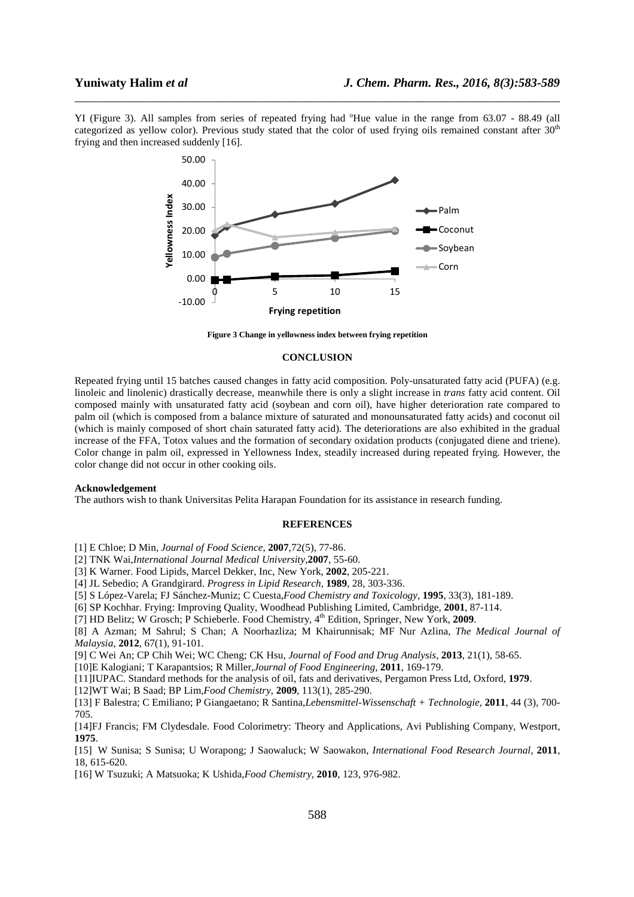YI (Figure 3). All samples from series of repeated frying had °Hue value in the range from 63.07 - 88.49 (all categorized as yellow color). Previous study stated that the color of used frying oils remained constant after 30th frying and then increased suddenly [16].

**Figure 3 Change in yellowness index between frying repetition**

## CONCLUSION

Repeated frying until 15 batches caused changes in fatty acid composition. Poly-unsaturated fatty acid (PUFA) (e.g. linoleic and linolenic) drastically decrease, meanwhile there is only a slight increase in *trans* fatty acid content. Oil composed mainly with unsaturated fatty acid (soybean and corn oil), have higher deterioration rate compared to palm oil (which is composed from a balance mixture of saturated and monounsaturated fatty acids) and coconut oil (which is mainly composed of short chain saturated fatty acid). The deteriorations are also exhibited in the gradual increase of the FFA, Totox values and the formation of secondary oxidation products (conjugated diene and triene). Color change in palm oil, expressed in Yellowness Index, steadily increased during repeated frying. However, the color change did not occur in other cooking oils.

**Acknowledgement**

The authors wish to thank Universitas Pelita Harapan Foundation for its assistance in research funding.

## REFERENCES

[1] E Chloe; D Min, *Journal of Food Science*, **2007**,72(5), 77-86.

[2] TNK Wai,*International Journal Medical University*,**2007**, 55-60.

[3] K Warner. Food Lipids, Marcel Dekker, Inc, New York, **2002**, 205-221.

[4] JL Sebedio; A Grandgirard. *Progress in Lipid Research*, **1989**, 28, 303-336.

[5] S López-Varela; FJ Sánchez-Muniz; C Cuesta,*Food Chemistry and Toxicology*, **1995**, 33(3), 181-189.

[6] SP Kochhar. Frying: Improving Quality, Woodhead Publishing Limited, Cambridge, **2001**, 87-114.

[7] HD Belitz; W Grosch; P Schieberle. Food Chemistry, 4th Edition, Springer, New York, **2009**.

[8] A Azman; M Sahrul; S Chan; A Noorhazliza; M Khairunnisak; MF Nur Azlina, *The Medical Journal of Malaysia*, **2012**, 67(1), 91-101.

[9] C Wei An; CP Chih Wei; WC Cheng; CK Hsu, *Journal of Food and Drug Analysis*, **2013**, 21(1), 58-65.

[10]E Kalogiani; T Karapantsios; R Miller,*Journal of Food Engineering*, **2011**, 169-179.

[11]IUPAC. Standard methods for the analysis of oil, fats and derivatives, Pergamon Press Ltd, Oxford, **1979**.

[12]WT Wai; B Saad; BP Lim,*Food Chemistry*, **2009**, 113(1), 285-290.

[13] F Balestra; C Emiliano; P Giangaetano; R Santina,*Lebensmittel-Wissenschaft + Technologie*, **2011**, 44 (3), 700-705.

[14]FJ Francis; FM Clydesdale. Food Colorimetry: Theory and Applications, Avi Publishing Company, Westport, **1975**.

[15] W Sunisa; S Sunisa; U Worapong; J Saowaluck; W Saowakon, *International Food Research Journal*, **2011**, 18, 615-620.

[16] W Tsuzuki; A Matsuoka; K Ushida,*Food Chemistry*, **2010**, 123, 976-982.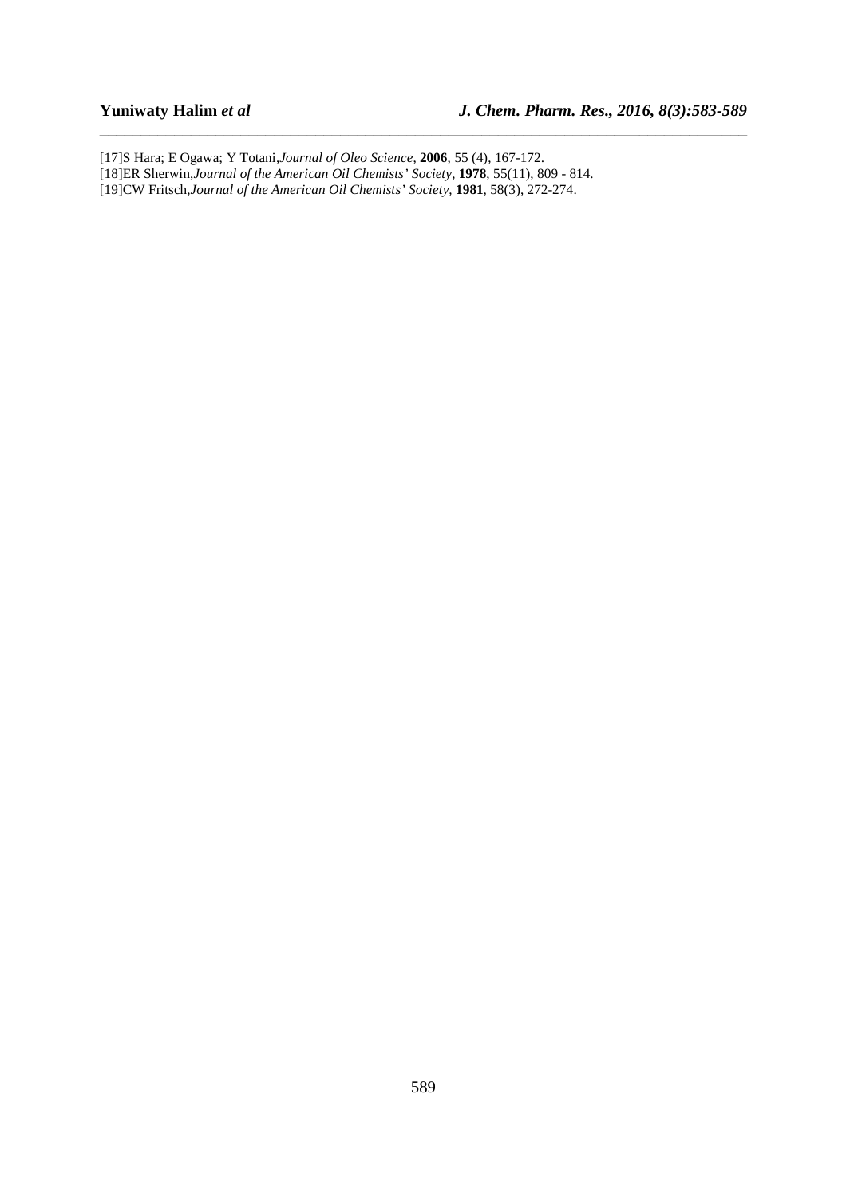[17]S Hara; E Ogawa; Y Totani,*Journal of Oleo Science*, **2006**, 55 (4), 167-172.

[18]ER Sherwin,*Journal of the American Oil Chemists' Society*, **1978**, 55(11), 809 - 814.

[19]CW Fritsch,*Journal of the American Oil Chemists' Society*, **1981**, 58(3), 272-274.